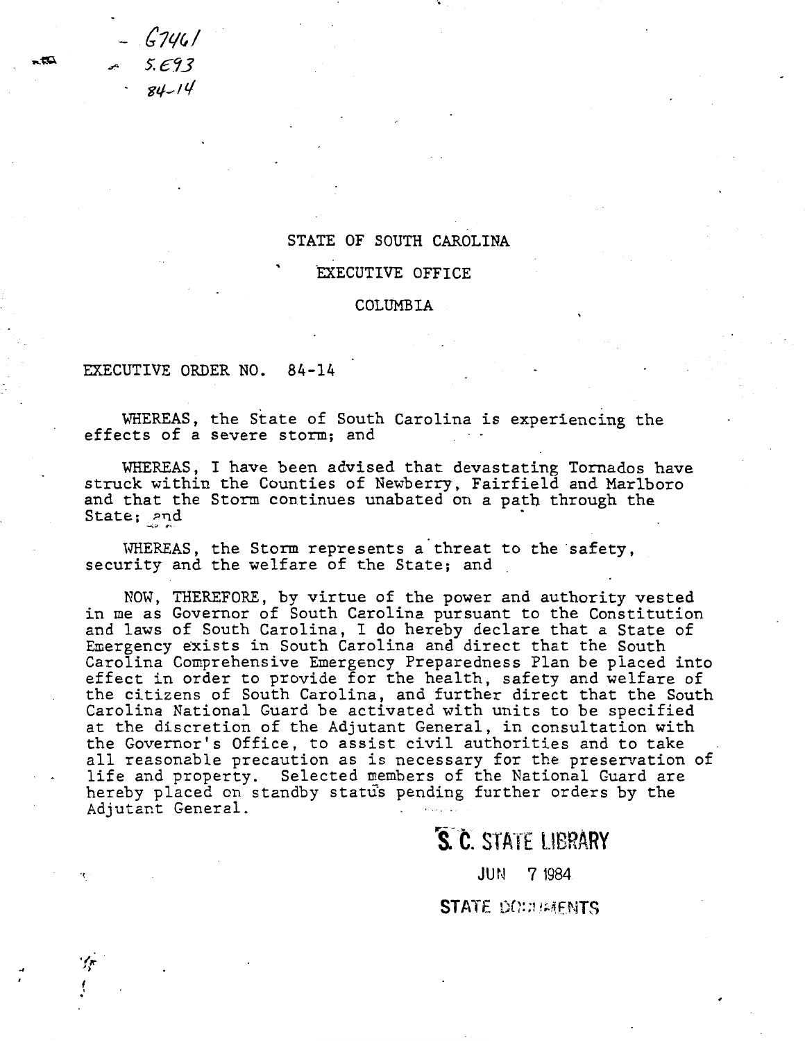- G7461
- 5.E93
- 84-14

STATE OF SOUTH CAROLINA

EXECUTIVE OFFICE

COLUMBIA

EXECUTIVE ORDER NO. 84-14

WHEREAS, the State of South Carolina is experiencing the effects of a severe storm; and

WHEREAS, I have been advised that devastating Tornados have struck within the Counties of Newberry, Fairfield and Marlboro and that the Storm continues unabated on a path through the State; and

WHEREAS, the Storm represents a threat to the safety, security and the welfare of the State; and

NOW, THEREFORE, by virtue of the power and authority vested in me as Governor of South Carolina pursuant to the Constitution and laws of South Carolina, I do hereby declare that a State of Emergency exists in South Carolina and direct that the South Carolina Comprehensive Emergency Preparedness Plan be placed into effect in order to provide for the health, safety and welfare of the citizens of South Carolina, and further direct that the South Carolina National Guard be activated with units to be specified at the discretion of the Adjutant General, in consultation with the Governor's Office, to assist civil authorities and to take all reasonable precaution as is necessary for the preservation of life and property. Selected members of the National Guard are hereby placed on standby status pending further orders by the Adjutant General.

S. C. STATE LIBRARY
JUN 7 1984
STATE DOCUMENTS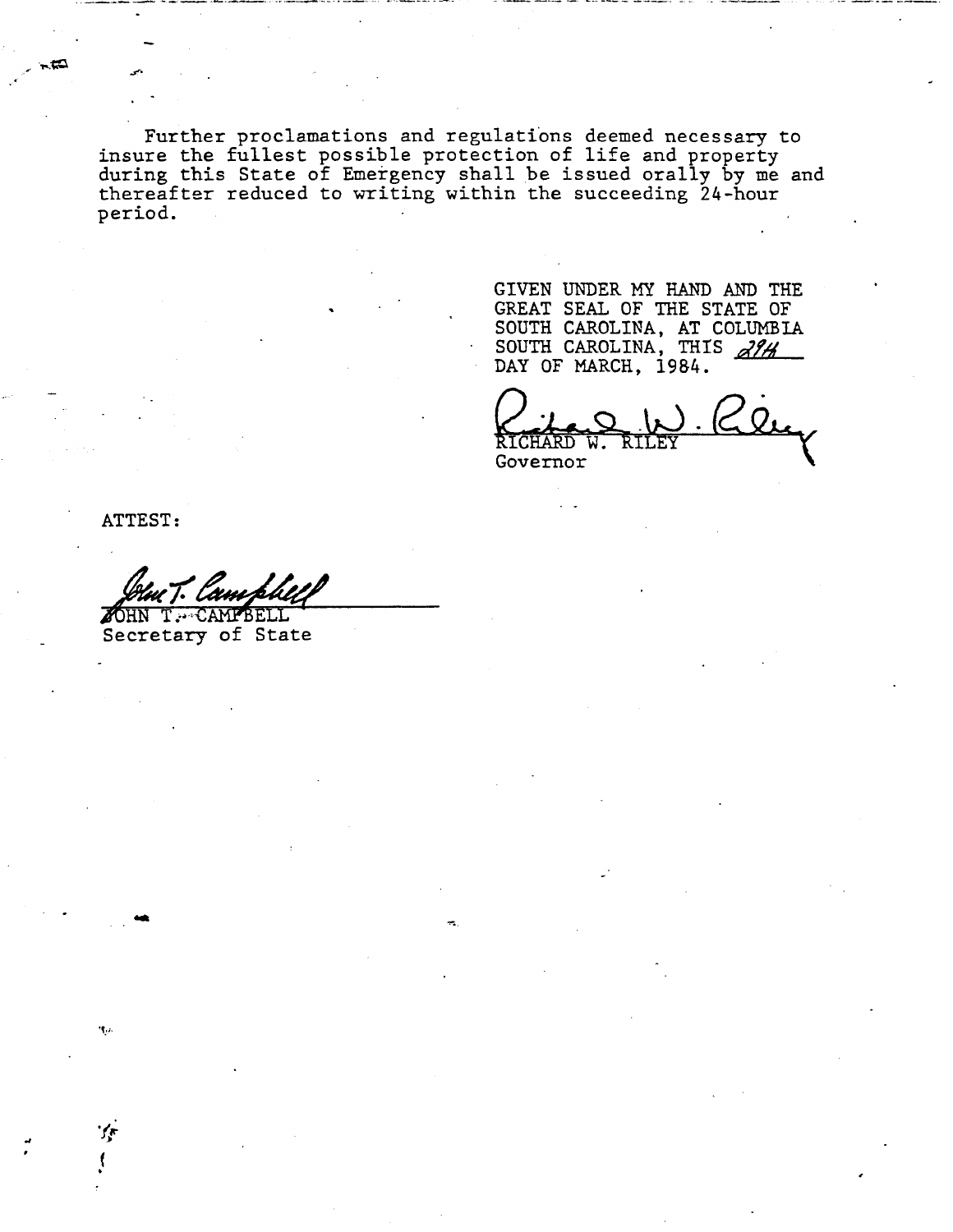Further proclamations and regulations deemed necessary to insure the fullest possible protection of life and property during this State of Emergency shall be issued orally by me and thereafter reduced to writing within the succeeding 24-hour period.

GIVEN UNDER MY HAND AND THE GREAT SEAL OF THE STATE OF SOUTH CAROLINA, AT COLUMBIA SOUTH CAROLINA, THIS 29th DAY OF MARCH, 1984.

RICHARD W. RILEY
Governor

ATTEST:

JOHN T. CAMPBELL
Secretary of State